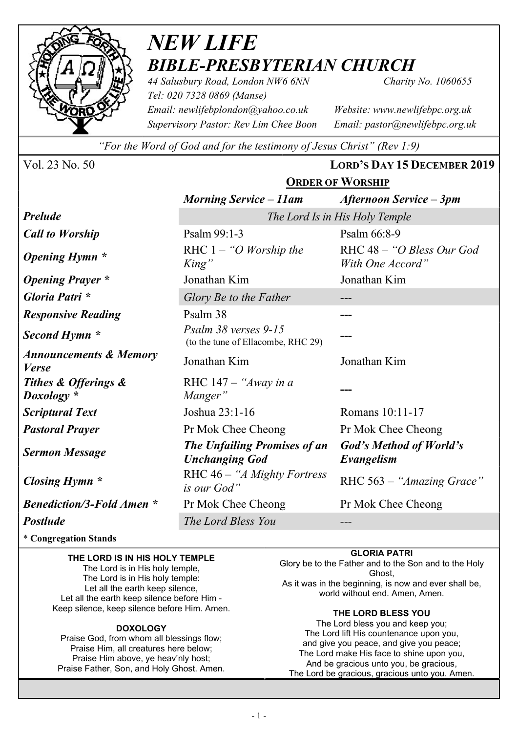# *NEW LIFE*
## *BIBLE-PRESBYTERIAN CHURCH*

*44 Salusbury Road, London NW6 6NN* *Charity No. 1060655*
*Tel: 020 7328 0869 (Manse)*
*Email: newlifebplondon@yahoo.co.uk* *Website: www.newlifebpc.org.uk*
*Supervisory Pastor: Rev Lim Chee Boon* *Email: pastor@newlifebpc.org.uk*

*"For the Word of God and for the testimony of Jesus Christ" (Rev 1:9)*

Vol. 23 No. 50 **LORD'S DAY 15 DECEMBER 2019**

## ORDER OF WORSHIP

| | *Morning Service – 11am* | *Afternoon Service – 3pm* |
|---|---|---|
| ***Prelude*** | *The Lord Is in His Holy Temple* | |
| ***Call to Worship*** | Psalm 99:1-3 | Psalm 66:8-9 |
| ***Opening Hymn \**** | RHC 1 – *"O Worship the King"* | RHC 48 – *"O Bless Our God With One Accord"* |
| ***Opening Prayer \**** | Jonathan Kim | Jonathan Kim |
| ***Gloria Patri \**** | *Glory Be to the Father* | --- |
| ***Responsive Reading*** | Psalm 38 | --- |
| ***Second Hymn \**** | *Psalm 38 verses 9-15* (to the tune of Ellacombe, RHC 29) | --- |
| ***Announcements & Memory Verse*** | Jonathan Kim | Jonathan Kim |
| ***Tithes & Offerings & Doxology \**** | RHC 147 – *"Away in a Manger"* | --- |
| ***Scriptural Text*** | Joshua 23:1-16 | Romans 10:11-17 |
| ***Pastoral Prayer*** | Pr Mok Chee Cheong | Pr Mok Chee Cheong |
| ***Sermon Message*** | ***The Unfailing Promises of an Unchanging God*** | ***God's Method of World's Evangelism*** |
| ***Closing Hymn \**** | RHC 46 – *"A Mighty Fortress is our God"* | RHC 563 – *"Amazing Grace"* |
| ***Benediction/3-Fold Amen \**** | Pr Mok Chee Cheong | Pr Mok Chee Cheong |
| ***Postlude*** | *The Lord Bless You* | --- |

**\* Congregation Stands**

**THE LORD IS IN HIS HOLY TEMPLE**

The Lord is in His holy temple,
The Lord is in His holy temple:
Let all the earth keep silence,
Let all the earth keep silence before Him -
Keep silence, keep silence before Him. Amen.

**DOXOLOGY**

Praise God, from whom all blessings flow;
Praise Him, all creatures here below;
Praise Him above, ye heav'nly host;
Praise Father, Son, and Holy Ghost. Amen.

**GLORIA PATRI**

Glory be to the Father and to the Son and to the Holy Ghost,
As it was in the beginning, is now and ever shall be, world without end. Amen, Amen.

**THE LORD BLESS YOU**

The Lord bless you and keep you;
The Lord lift His countenance upon you,
and give you peace, and give you peace;
The Lord make His face to shine upon you,
And be gracious unto you, be gracious,
The Lord be gracious, gracious unto you. Amen.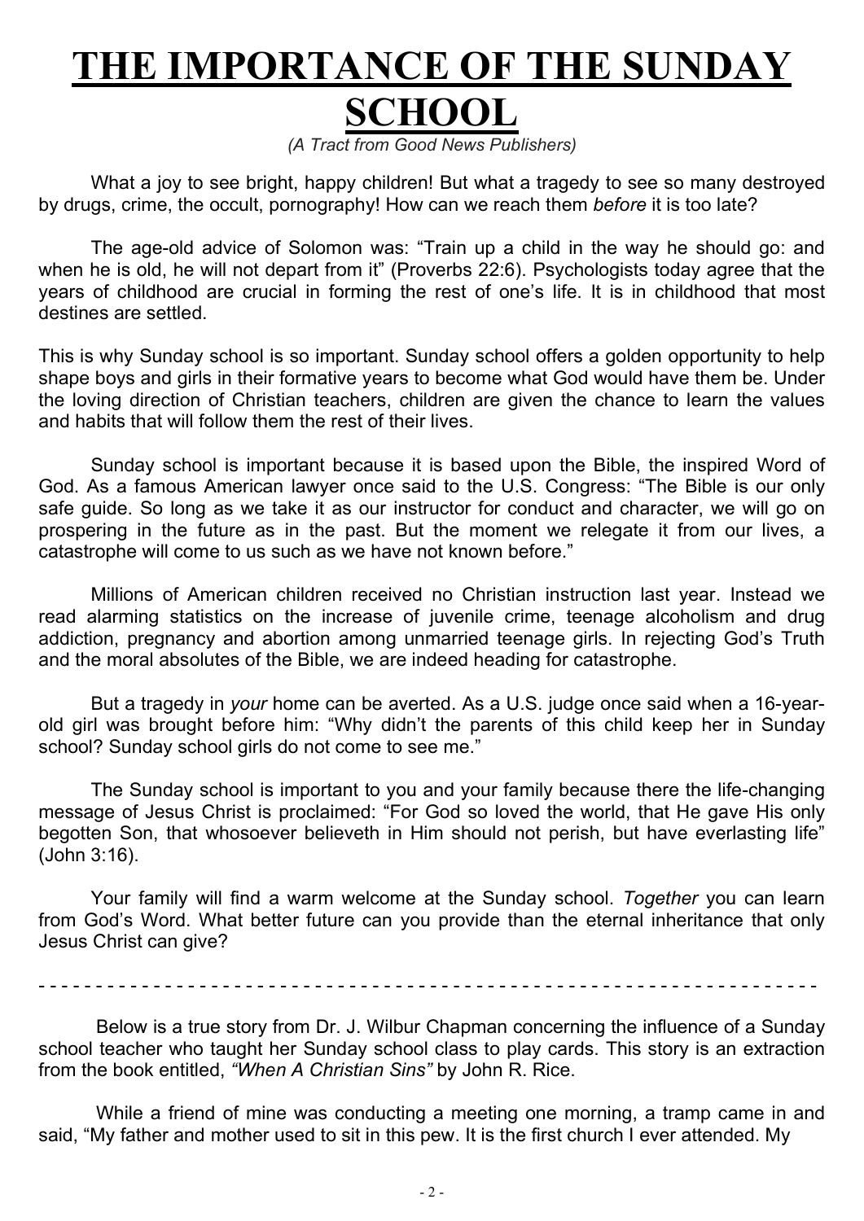# THE IMPORTANCE OF THE SUNDAY SCHOOL

*(A Tract from Good News Publishers)*

What a joy to see bright, happy children! But what a tragedy to see so many destroyed by drugs, crime, the occult, pornography! How can we reach them *before* it is too late?

The age-old advice of Solomon was: "Train up a child in the way he should go: and when he is old, he will not depart from it" (Proverbs 22:6). Psychologists today agree that the years of childhood are crucial in forming the rest of one's life. It is in childhood that most destines are settled.

This is why Sunday school is so important. Sunday school offers a golden opportunity to help shape boys and girls in their formative years to become what God would have them be. Under the loving direction of Christian teachers, children are given the chance to learn the values and habits that will follow them the rest of their lives.

Sunday school is important because it is based upon the Bible, the inspired Word of God. As a famous American lawyer once said to the U.S. Congress: "The Bible is our only safe guide. So long as we take it as our instructor for conduct and character, we will go on prospering in the future as in the past. But the moment we relegate it from our lives, a catastrophe will come to us such as we have not known before."

Millions of American children received no Christian instruction last year. Instead we read alarming statistics on the increase of juvenile crime, teenage alcoholism and drug addiction, pregnancy and abortion among unmarried teenage girls. In rejecting God's Truth and the moral absolutes of the Bible, we are indeed heading for catastrophe.

But a tragedy in *your* home can be averted. As a U.S. judge once said when a 16-year-old girl was brought before him: "Why didn't the parents of this child keep her in Sunday school? Sunday school girls do not come to see me."

The Sunday school is important to you and your family because there the life-changing message of Jesus Christ is proclaimed: "For God so loved the world, that He gave His only begotten Son, that whosoever believeth in Him should not perish, but have everlasting life" (John 3:16).

Your family will find a warm welcome at the Sunday school. *Together* you can learn from God's Word. What better future can you provide than the eternal inheritance that only Jesus Christ can give?

- - - - - - - - - - - - - - - - - - - - - - - - - - - - - - - - - - - - - - - - - - - - - - - - - - - - - - - - - - - - - - - - - - -

Below is a true story from Dr. J. Wilbur Chapman concerning the influence of a Sunday school teacher who taught her Sunday school class to play cards. This story is an extraction from the book entitled, *"When A Christian Sins"* by John R. Rice.

While a friend of mine was conducting a meeting one morning, a tramp came in and said, "My father and mother used to sit in this pew. It is the first church I ever attended. My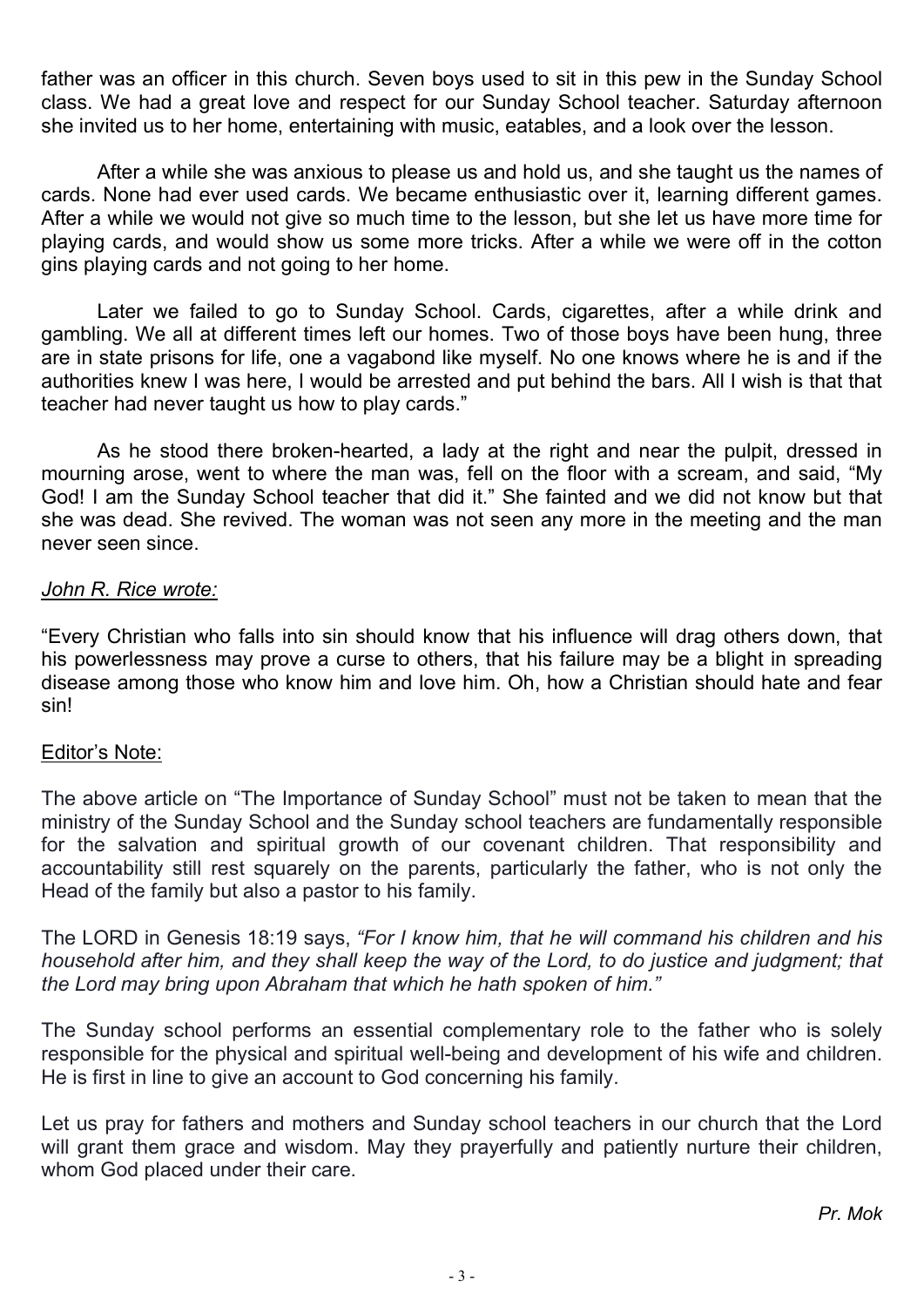father was an officer in this church. Seven boys used to sit in this pew in the Sunday School class. We had a great love and respect for our Sunday School teacher. Saturday afternoon she invited us to her home, entertaining with music, eatables, and a look over the lesson.

After a while she was anxious to please us and hold us, and she taught us the names of cards. None had ever used cards. We became enthusiastic over it, learning different games. After a while we would not give so much time to the lesson, but she let us have more time for playing cards, and would show us some more tricks. After a while we were off in the cotton gins playing cards and not going to her home.

Later we failed to go to Sunday School. Cards, cigarettes, after a while drink and gambling. We all at different times left our homes. Two of those boys have been hung, three are in state prisons for life, one a vagabond like myself. No one knows where he is and if the authorities knew I was here, I would be arrested and put behind the bars. All I wish is that that teacher had never taught us how to play cards."

As he stood there broken-hearted, a lady at the right and near the pulpit, dressed in mourning arose, went to where the man was, fell on the floor with a scream, and said, "My God! I am the Sunday School teacher that did it." She fainted and we did not know but that she was dead. She revived. The woman was not seen any more in the meeting and the man never seen since.

*John R. Rice wrote:*

"Every Christian who falls into sin should know that his influence will drag others down, that his powerlessness may prove a curse to others, that his failure may be a blight in spreading disease among those who know him and love him. Oh, how a Christian should hate and fear sin!

Editor's Note:

The above article on "The Importance of Sunday School" must not be taken to mean that the ministry of the Sunday School and the Sunday school teachers are fundamentally responsible for the salvation and spiritual growth of our covenant children. That responsibility and accountability still rest squarely on the parents, particularly the father, who is not only the Head of the family but also a pastor to his family.

The LORD in Genesis 18:19 says, *"For I know him, that he will command his children and his household after him, and they shall keep the way of the Lord, to do justice and judgment; that the Lord may bring upon Abraham that which he hath spoken of him."*

The Sunday school performs an essential complementary role to the father who is solely responsible for the physical and spiritual well-being and development of his wife and children. He is first in line to give an account to God concerning his family.

Let us pray for fathers and mothers and Sunday school teachers in our church that the Lord will grant them grace and wisdom. May they prayerfully and patiently nurture their children, whom God placed under their care.

*Pr. Mok*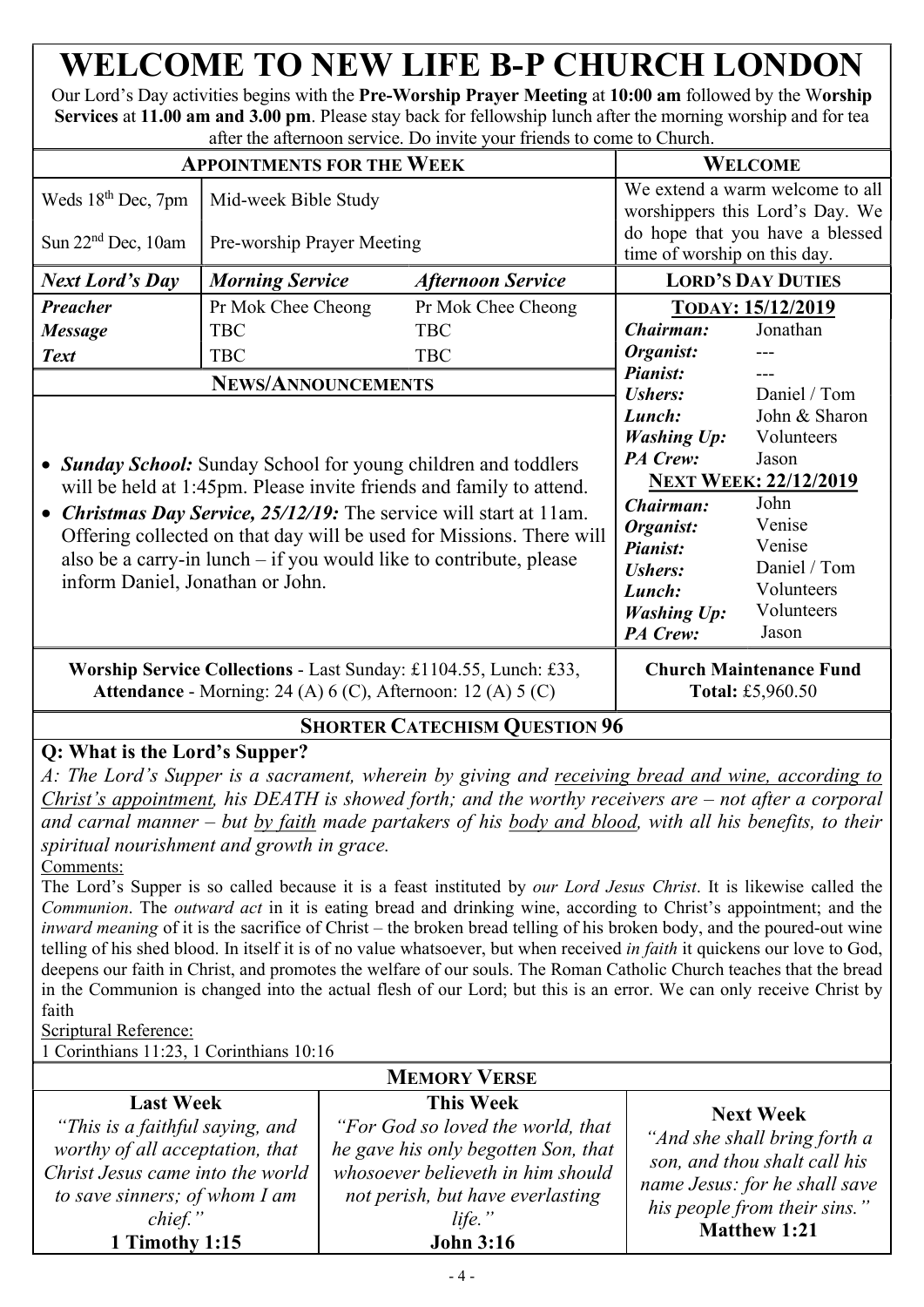# WELCOME TO NEW LIFE B-P CHURCH LONDON

Our Lord's Day activities begins with the **Pre-Worship Prayer Meeting** at **10:00 am** followed by the **Worship Services** at **11.00 am and 3.00 pm**. Please stay back for fellowship lunch after the morning worship and for tea after the afternoon service. Do invite your friends to come to Church.

## APPOINTMENTS FOR THE WEEK

| | |
|---|---|
| Weds 18th Dec, 7pm | Mid-week Bible Study |
| Sun 22nd Dec, 10am | Pre-worship Prayer Meeting |

| ***Next Lord's Day*** | ***Morning Service*** | ***Afternoon Service*** |
|---|---|---|
| ***Preacher*** | Pr Mok Chee Cheong | Pr Mok Chee Cheong |
| ***Message*** | TBC | TBC |
| ***Text*** | TBC | TBC |

## WELCOME

We extend a warm welcome to all worshippers this Lord's Day. We do hope that you have a blessed time of worship on this day.

## LORD'S DAY DUTIES

**TODAY: 15/12/2019**

| | |
|---|---|
| ***Chairman:*** | Jonathan |
| ***Organist:*** | --- |
| ***Pianist:*** | --- |
| ***Ushers:*** | Daniel / Tom |
| ***Lunch:*** | John & Sharon |
| ***Washing Up:*** | Volunteers |
| ***PA Crew:*** | Jason |

**NEXT WEEK: 22/12/2019**

| | |
|---|---|
| ***Chairman:*** | John |
| ***Organist:*** | Venise |
| ***Pianist:*** | Venise |
| ***Ushers:*** | Daniel / Tom |
| ***Lunch:*** | Volunteers |
| ***Washing Up:*** | Volunteers |
| ***PA Crew:*** | Jason |

## NEWS/ANNOUNCEMENTS

- ***Sunday School:*** Sunday School for young children and toddlers will be held at 1:45pm. Please invite friends and family to attend.
- ***Christmas Day Service, 25/12/19:*** The service will start at 11am. Offering collected on that day will be used for Missions. There will also be a carry-in lunch – if you would like to contribute, please inform Daniel, Jonathan or John.

**Worship Service Collections** - Last Sunday: £1104.55, Lunch: £33,
**Attendance** - Morning: 24 (A) 6 (C), Afternoon: 12 (A) 5 (C)

**Church Maintenance Fund**
**Total:** £5,960.50

## SHORTER CATECHISM QUESTION 96

**Q: What is the Lord's Supper?**

*A: The Lord's Supper is a sacrament, wherein by giving and receiving bread and wine, according to Christ's appointment, his DEATH is showed forth; and the worthy receivers are – not after a corporal and carnal manner – but by faith made partakers of his body and blood, with all his benefits, to their spiritual nourishment and growth in grace.*

Comments:

The Lord's Supper is so called because it is a feast instituted by *our Lord Jesus Christ*. It is likewise called the *Communion*. The *outward act* in it is eating bread and drinking wine, according to Christ's appointment; and the *inward meaning* of it is the sacrifice of Christ – the broken bread telling of his broken body, and the poured-out wine telling of his shed blood. In itself it is of no value whatsoever, but when received *in faith* it quickens our love to God, deepens our faith in Christ, and promotes the welfare of our souls. The Roman Catholic Church teaches that the bread in the Communion is changed into the actual flesh of our Lord; but this is an error. We can only receive Christ by faith

Scriptural Reference:

1 Corinthians 11:23, 1 Corinthians 10:16

## MEMORY VERSE

| Last Week | This Week | Next Week |
|---|---|---|
| *"This is a faithful saying, and worthy of all acceptation, that Christ Jesus came into the world to save sinners; of whom I am chief."* **1 Timothy 1:15** | *"For God so loved the world, that he gave his only begotten Son, that whosoever believeth in him should not perish, but have everlasting life."* **John 3:16** | *"And she shall bring forth a son, and thou shalt call his name Jesus: for he shall save his people from their sins."* **Matthew 1:21** |